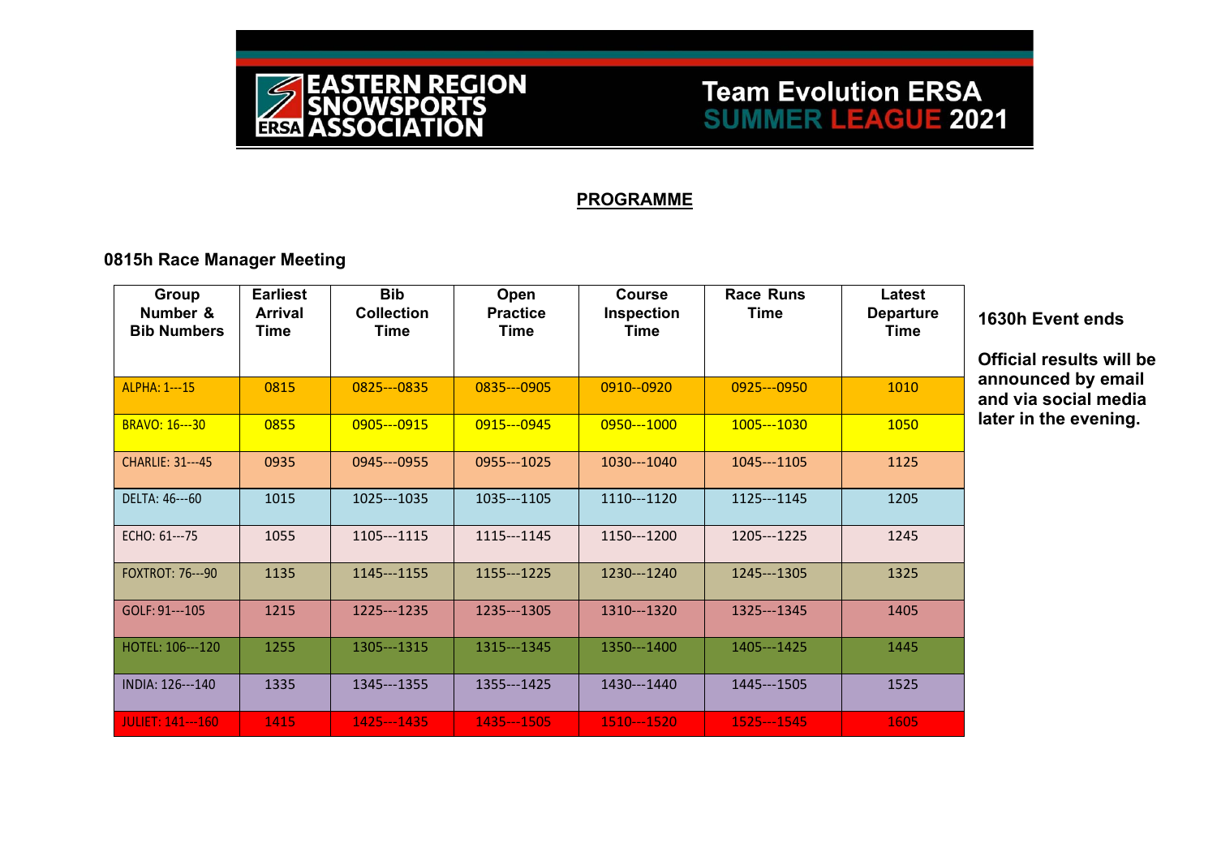EASTERN REGION SNOWSPORTS ASSOCIATION

**Team Evolution ERSA SUMMER LEAGUE 2021**

## PROGRAMME

### 0815h Race Manager Meeting

| Group Number & Bib Numbers | Earliest Arrival Time | Bib Collection Time | Open Practice Time | Course Inspection Time | Race Runs Time | Latest Departure Time |
|---|---|---|---|---|---|---|
| ALPHA: 1---15 | 0815 | 0825---0835 | 0835---0905 | 0910--0920 | 0925---0950 | 1010 |
| BRAVO: 16---30 | 0855 | 0905---0915 | 0915---0945 | 0950---1000 | 1005---1030 | 1050 |
| CHARLIE: 31---45 | 0935 | 0945---0955 | 0955---1025 | 1030---1040 | 1045---1105 | 1125 |
| DELTA: 46---60 | 1015 | 1025---1035 | 1035---1105 | 1110---1120 | 1125---1145 | 1205 |
| ECHO: 61---75 | 1055 | 1105---1115 | 1115---1145 | 1150---1200 | 1205---1225 | 1245 |
| FOXTROT: 76---90 | 1135 | 1145---1155 | 1155---1225 | 1230---1240 | 1245---1305 | 1325 |
| GOLF: 91---105 | 1215 | 1225---1235 | 1235---1305 | 1310---1320 | 1325---1345 | 1405 |
| HOTEL: 106---120 | 1255 | 1305---1315 | 1315---1345 | 1350---1400 | 1405---1425 | 1445 |
| INDIA: 126---140 | 1335 | 1345---1355 | 1355---1425 | 1430---1440 | 1445---1505 | 1525 |
| JULIET: 141---160 | 1415 | 1425---1435 | 1435---1505 | 1510---1520 | 1525---1545 | 1605 |

**1630h Event ends**

**Official results will be announced by email and via social media later in the evening.**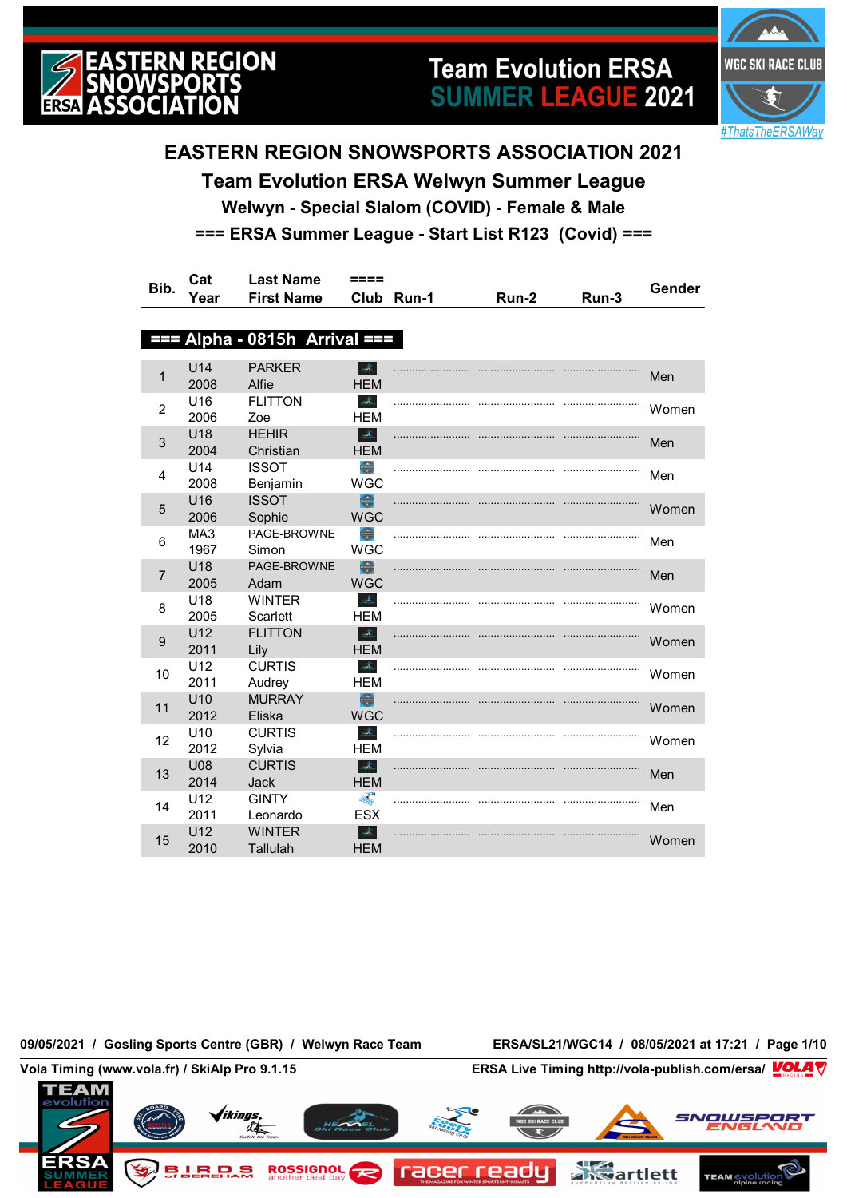# EASTERN REGION SNOWSPORTS ASSOCIATION 2021

## Team Evolution ERSA Welwyn Summer League

### Welwyn - Special Slalom (COVID) - Female & Male

### === ERSA Summer League - Start List R123 (Covid) ===

| Bib. | Cat<br>Year | Last Name<br>First Name | ====<br>Club | Run-1 | Run-2 | Run-3 | Gender |
|---|---|---|---|---|---|---|---|
| **=== Alpha - 0815h Arrival ===** | | | | | | | |
| 1 | U14<br>2008 | PARKER<br>Alfie | HEM | ........................ | ........................ | ........................ | Men |
| 2 | U16<br>2006 | FLITTON<br>Zoe | HEM | ........................ | ........................ | ........................ | Women |
| 3 | U18<br>2004 | HEHIR<br>Christian | HEM | ........................ | ........................ | ........................ | Men |
| 4 | U14<br>2008 | ISSOT<br>Benjamin | WGC | ........................ | ........................ | ........................ | Men |
| 5 | U16<br>2006 | ISSOT<br>Sophie | WGC | ........................ | ........................ | ........................ | Women |
| 6 | MA3<br>1967 | PAGE-BROWNE<br>Simon | WGC | ........................ | ........................ | ........................ | Men |
| 7 | U18<br>2005 | PAGE-BROWNE<br>Adam | WGC | ........................ | ........................ | ........................ | Men |
| 8 | U18<br>2005 | WINTER<br>Scarlett | HEM | ........................ | ........................ | ........................ | Women |
| 9 | U12<br>2011 | FLITTON<br>Lily | HEM | ........................ | ........................ | ........................ | Women |
| 10 | U12<br>2011 | CURTIS<br>Audrey | HEM | ........................ | ........................ | ........................ | Women |
| 11 | U10<br>2012 | MURRAY<br>Eliska | WGC | ........................ | ........................ | ........................ | Women |
| 12 | U10<br>2012 | CURTIS<br>Sylvia | HEM | ........................ | ........................ | ........................ | Women |
| 13 | U08<br>2014 | CURTIS<br>Jack | HEM | ........................ | ........................ | ........................ | Men |
| 14 | U12<br>2011 | GINTY<br>Leonardo | ESX | ........................ | ........................ | ........................ | Men |
| 15 | U12<br>2010 | WINTER<br>Tallulah | HEM | ........................ | ........................ | ........................ | Women |

09/05/2021 / Gosling Sports Centre (GBR) / Welwyn Race Team — ERSA/SL21/WGC14 / 08/05/2021 at 17:21

Vola Timing (www.vola.fr) / SkiAlp Pro 9.1.15 — ERSA Live Timing http://vola-publish.com/ersa/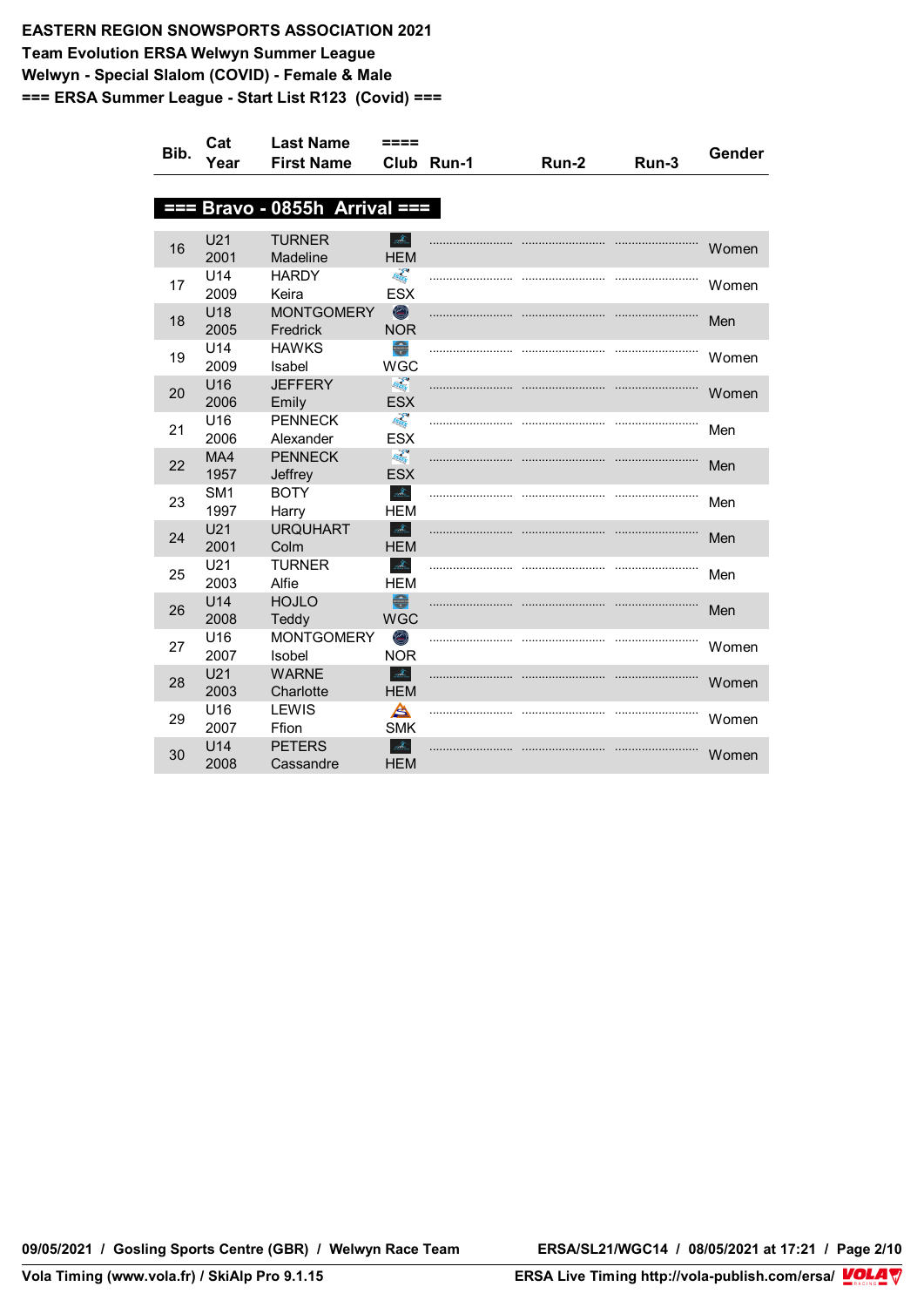**EASTERN REGION SNOWSPORTS ASSOCIATION 2021**
**Team Evolution ERSA Welwyn Summer League**
**Welwyn - Special Slalom (COVID) - Female & Male**
**=== ERSA Summer League - Start List R123 (Covid) ===**

| Bib. | Cat Year | Last Name First Name | ==== Club | Run-1 | Run-2 | Run-3 | Gender |
|---|---|---|---|---|---|---|---|
| **=== Bravo - 0855h Arrival ===** | | | | | | | |
| 16 | U21 2001 | TURNER Madeline | HEM | ........................ | ........................ | ........................ | Women |
| 17 | U14 2009 | HARDY Keira | ESX | ........................ | ........................ | ........................ | Women |
| 18 | U18 2005 | MONTGOMERY Fredrick | NOR | ........................ | ........................ | ........................ | Men |
| 19 | U14 2009 | HAWKS Isabel | WGC | ........................ | ........................ | ........................ | Women |
| 20 | U16 2006 | JEFFERY Emily | ESX | ........................ | ........................ | ........................ | Women |
| 21 | U16 2006 | PENNECK Alexander | ESX | ........................ | ........................ | ........................ | Men |
| 22 | MA4 1957 | PENNECK Jeffrey | ESX | ........................ | ........................ | ........................ | Men |
| 23 | SM1 1997 | BOTY Harry | HEM | ........................ | ........................ | ........................ | Men |
| 24 | U21 2001 | URQUHART Colm | HEM | ........................ | ........................ | ........................ | Men |
| 25 | U21 2003 | TURNER Alfie | HEM | ........................ | ........................ | ........................ | Men |
| 26 | U14 2008 | HOJLO Teddy | WGC | ........................ | ........................ | ........................ | Men |
| 27 | U16 2007 | MONTGOMERY Isobel | NOR | ........................ | ........................ | ........................ | Women |
| 28 | U21 2003 | WARNE Charlotte | HEM | ........................ | ........................ | ........................ | Women |
| 29 | U16 2007 | LEWIS Ffion | SMK | ........................ | ........................ | ........................ | Women |
| 30 | U14 2008 | PETERS Cassandre | HEM | ........................ | ........................ | ........................ | Women |

09/05/2021 / Gosling Sports Centre (GBR) / Welwyn Race Team — ERSA/SL21/WGC14 / 08/05/2021 at 17:21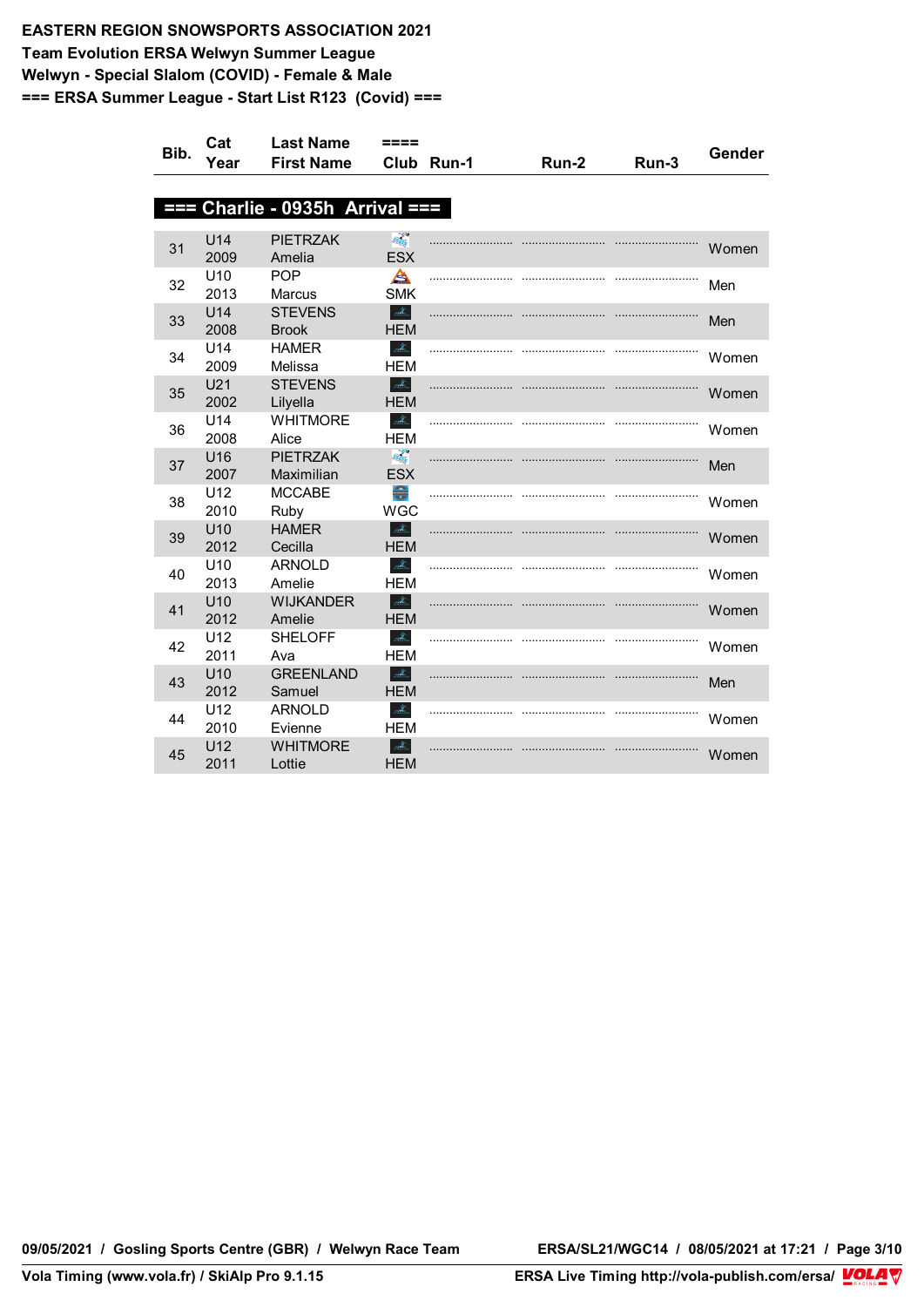**EASTERN REGION SNOWSPORTS ASSOCIATION 2021**
**Team Evolution ERSA Welwyn Summer League**
**Welwyn - Special Slalom (COVID) - Female & Male**
**=== ERSA Summer League - Start List R123 (Covid) ===**

| Bib. | Cat<br>Year | Last Name<br>First Name | ====<br>Club | Run-1 | Run-2 | Run-3 | Gender |
|---|---|---|---|---|---|---|---|
| **=== Charlie - 0935h Arrival ===** | | | | | | | |
| 31 | U14<br>2009 | PIETRZAK<br>Amelia | ESX | ........................ | ........................ | ........................ | Women |
| 32 | U10<br>2013 | POP<br>Marcus | SMK | ........................ | ........................ | ........................ | Men |
| 33 | U14<br>2008 | STEVENS<br>Brook | HEM | ........................ | ........................ | ........................ | Men |
| 34 | U14<br>2009 | HAMER<br>Melissa | HEM | ........................ | ........................ | ........................ | Women |
| 35 | U21<br>2002 | STEVENS<br>Lilyella | HEM | ........................ | ........................ | ........................ | Women |
| 36 | U14<br>2008 | WHITMORE<br>Alice | HEM | ........................ | ........................ | ........................ | Women |
| 37 | U16<br>2007 | PIETRZAK<br>Maximilian | ESX | ........................ | ........................ | ........................ | Men |
| 38 | U12<br>2010 | MCCABE<br>Ruby | WGC | ........................ | ........................ | ........................ | Women |
| 39 | U10<br>2012 | HAMER<br>Cecilla | HEM | ........................ | ........................ | ........................ | Women |
| 40 | U10<br>2013 | ARNOLD<br>Amelie | HEM | ........................ | ........................ | ........................ | Women |
| 41 | U10<br>2012 | WIJKANDER<br>Amelie | HEM | ........................ | ........................ | ........................ | Women |
| 42 | U12<br>2011 | SHELOFF<br>Ava | HEM | ........................ | ........................ | ........................ | Women |
| 43 | U10<br>2012 | GREENLAND<br>Samuel | HEM | ........................ | ........................ | ........................ | Men |
| 44 | U12<br>2010 | ARNOLD<br>Evienne | HEM | ........................ | ........................ | ........................ | Women |
| 45 | U12<br>2011 | WHITMORE<br>Lottie | HEM | ........................ | ........................ | ........................ | Women |

09/05/2021 / Gosling Sports Centre (GBR) / Welwyn Race Team — ERSA/SL21/WGC14 / 08/05/2021 at 17:21

Vola Timing (www.vola.fr) / SkiAlp Pro 9.1.15 — ERSA Live Timing http://vola-publish.com/ersa/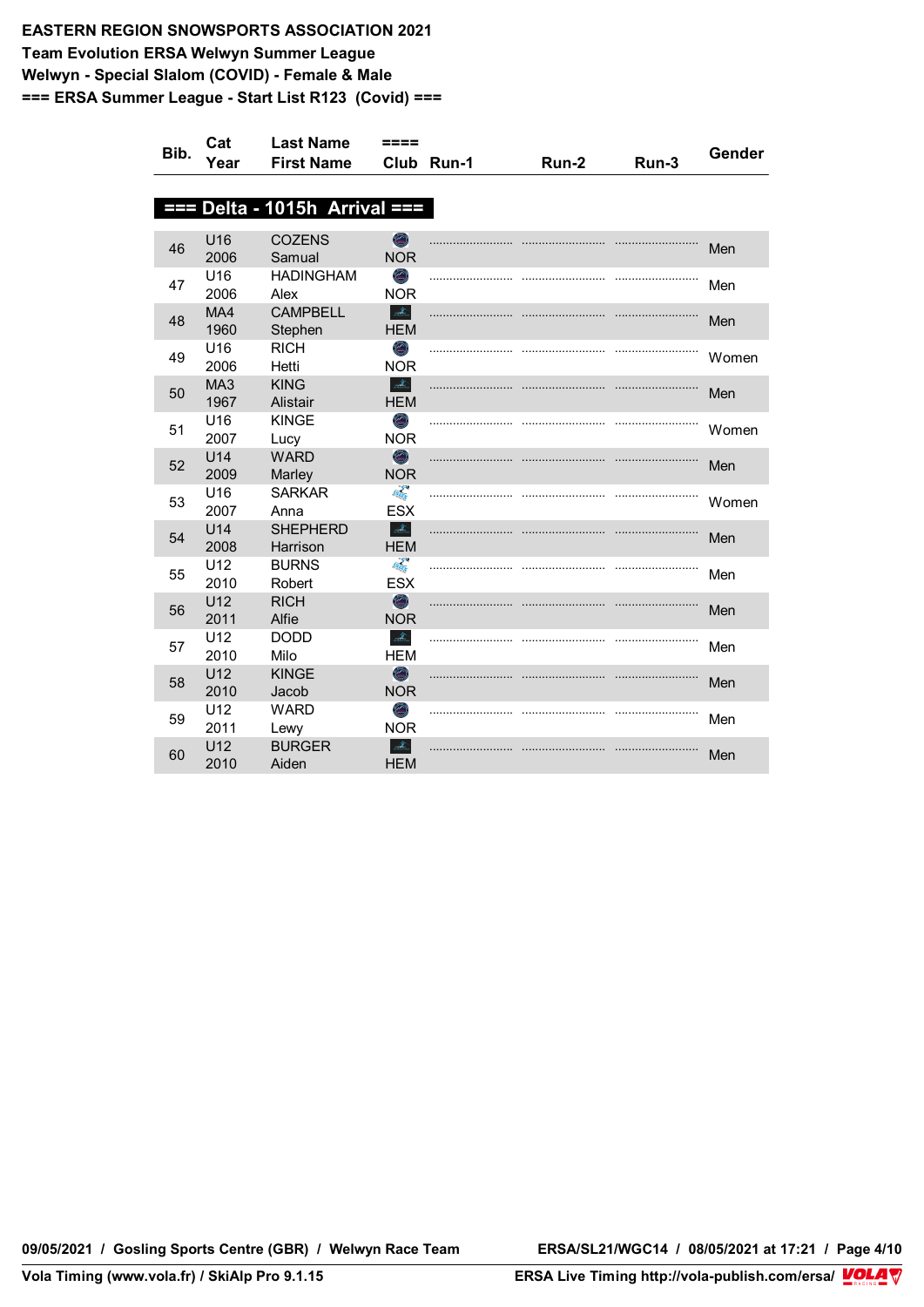**EASTERN REGION SNOWSPORTS ASSOCIATION 2021**
**Team Evolution ERSA Welwyn Summer League**
**Welwyn - Special Slalom (COVID) - Female & Male**
**=== ERSA Summer League - Start List R123 (Covid) ===**

| Bib. | Cat Year | Last Name First Name | ==== Club | Run-1 | Run-2 | Run-3 | Gender |
|---|---|---|---|---|---|---|---|
| **=== Delta - 1015h Arrival ===** | | | | | | | |
| 46 | U16 2006 | COZENS Samual | NOR | ........................ | ........................ | ........................ | Men |
| 47 | U16 2006 | HADINGHAM Alex | NOR | ........................ | ........................ | ........................ | Men |
| 48 | MA4 1960 | CAMPBELL Stephen | HEM | ........................ | ........................ | ........................ | Men |
| 49 | U16 2006 | RICH Hetti | NOR | ........................ | ........................ | ........................ | Women |
| 50 | MA3 1967 | KING Alistair | HEM | ........................ | ........................ | ........................ | Men |
| 51 | U16 2007 | KINGE Lucy | NOR | ........................ | ........................ | ........................ | Women |
| 52 | U14 2009 | WARD Marley | NOR | ........................ | ........................ | ........................ | Men |
| 53 | U16 2007 | SARKAR Anna | ESX | ........................ | ........................ | ........................ | Women |
| 54 | U14 2008 | SHEPHERD Harrison | HEM | ........................ | ........................ | ........................ | Men |
| 55 | U12 2010 | BURNS Robert | ESX | ........................ | ........................ | ........................ | Men |
| 56 | U12 2011 | RICH Alfie | NOR | ........................ | ........................ | ........................ | Men |
| 57 | U12 2010 | DODD Milo | HEM | ........................ | ........................ | ........................ | Men |
| 58 | U12 2010 | KINGE Jacob | NOR | ........................ | ........................ | ........................ | Men |
| 59 | U12 2011 | WARD Lewy | NOR | ........................ | ........................ | ........................ | Men |
| 60 | U12 2010 | BURGER Aiden | HEM | ........................ | ........................ | ........................ | Men |

09/05/2021 / Gosling Sports Centre (GBR) / Welwyn Race Team — ERSA/SL21/WGC14 / 08/05/2021 at 17:21

Vola Timing (www.vola.fr) / SkiAlp Pro 9.1.15 — ERSA Live Timing http://vola-publish.com/ersa/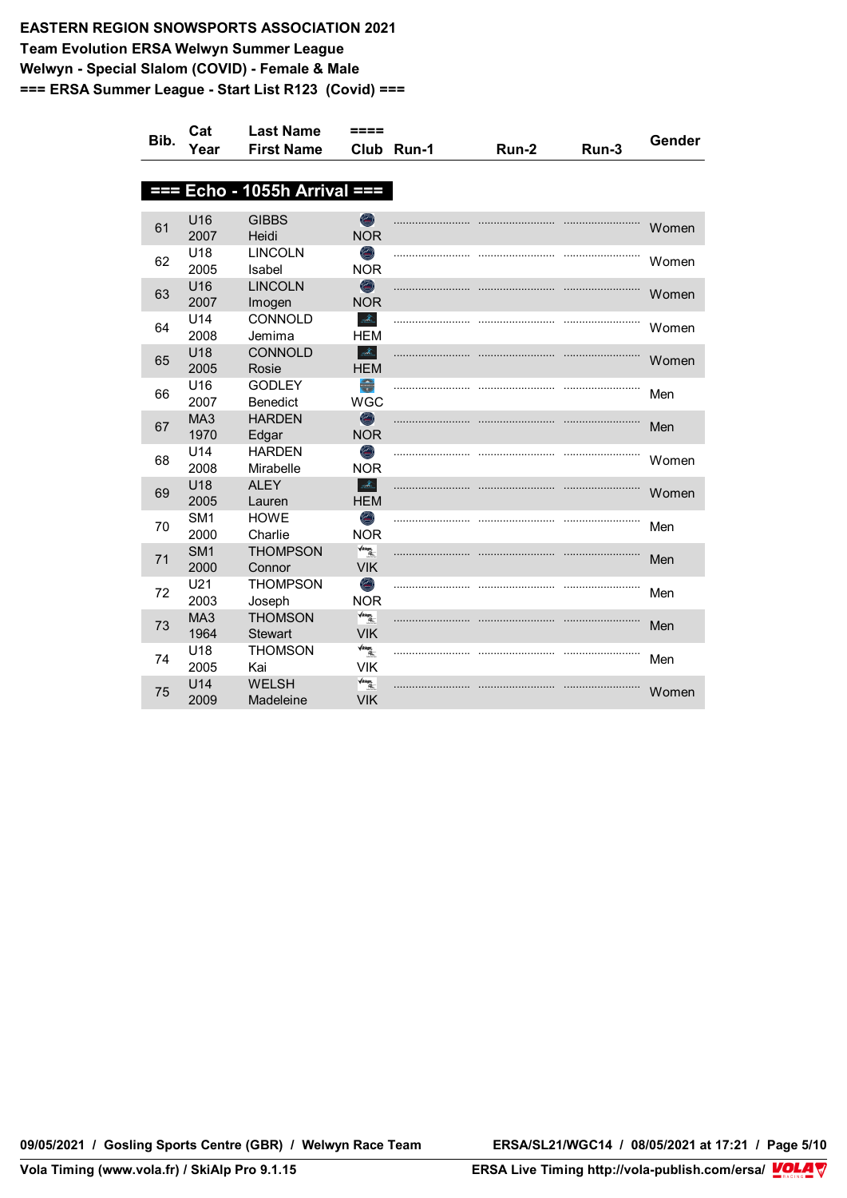**EASTERN REGION SNOWSPORTS ASSOCIATION 2021**
**Team Evolution ERSA Welwyn Summer League**
**Welwyn - Special Slalom (COVID) - Female & Male**
**=== ERSA Summer League - Start List R123 (Covid) ===**

| Bib. | Cat Year | Last Name First Name | ==== Club | Run-1 | Run-2 | Run-3 | Gender |
|---|---|---|---|---|---|---|---|
| **=== Echo - 1055h Arrival ===** | | | | | | | |
| 61 | U16 2007 | GIBBS Heidi | NOR | ........................ | ........................ | ........................ | Women |
| 62 | U18 2005 | LINCOLN Isabel | NOR | ........................ | ........................ | ........................ | Women |
| 63 | U16 2007 | LINCOLN Imogen | NOR | ........................ | ........................ | ........................ | Women |
| 64 | U14 2008 | CONNOLD Jemima | HEM | ........................ | ........................ | ........................ | Women |
| 65 | U18 2005 | CONNOLD Rosie | HEM | ........................ | ........................ | ........................ | Women |
| 66 | U16 2007 | GODLEY Benedict | WGC | ........................ | ........................ | ........................ | Men |
| 67 | MA3 1970 | HARDEN Edgar | NOR | ........................ | ........................ | ........................ | Men |
| 68 | U14 2008 | HARDEN Mirabelle | NOR | ........................ | ........................ | ........................ | Women |
| 69 | U18 2005 | ALEY Lauren | HEM | ........................ | ........................ | ........................ | Women |
| 70 | SM1 2000 | HOWE Charlie | NOR | ........................ | ........................ | ........................ | Men |
| 71 | SM1 2000 | THOMPSON Connor | VIK | ........................ | ........................ | ........................ | Men |
| 72 | U21 2003 | THOMPSON Joseph | NOR | ........................ | ........................ | ........................ | Men |
| 73 | MA3 1964 | THOMSON Stewart | VIK | ........................ | ........................ | ........................ | Men |
| 74 | U18 2005 | THOMSON Kai | VIK | ........................ | ........................ | ........................ | Men |
| 75 | U14 2009 | WELSH Madeleine | VIK | ........................ | ........................ | ........................ | Women |

09/05/2021 / Gosling Sports Centre (GBR) / Welwyn Race Team — ERSA/SL21/WGC14 / 08/05/2021 at 17:21

Vola Timing (www.vola.fr) / SkiAlp Pro 9.1.15 — ERSA Live Timing http://vola-publish.com/ersa/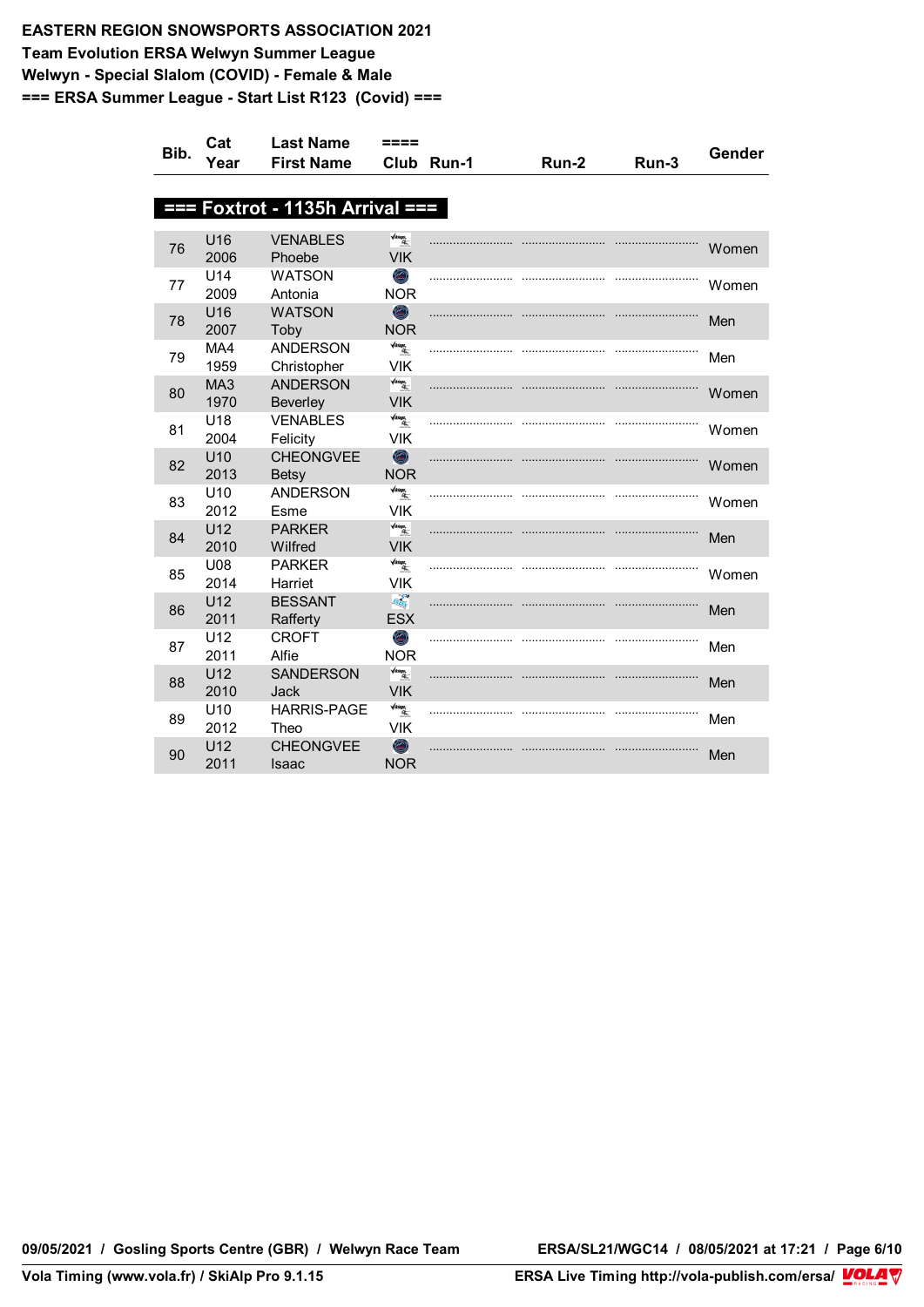**EASTERN REGION SNOWSPORTS ASSOCIATION 2021**
**Team Evolution ERSA Welwyn Summer League**
**Welwyn - Special Slalom (COVID) - Female & Male**
**=== ERSA Summer League - Start List R123 (Covid) ===**

| Bib. | Cat Year | Last Name First Name | ==== Club | Run-1 | Run-2 | Run-3 | Gender |
|---|---|---|---|---|---|---|---|
| **=== Foxtrot - 1135h Arrival ===** | | | | | | | |
| 76 | U16 2006 | VENABLES Phoebe | VIK | ......................... | ......................... | ......................... | Women |
| 77 | U14 2009 | WATSON Antonia | NOR | ......................... | ......................... | ......................... | Women |
| 78 | U16 2007 | WATSON Toby | NOR | ......................... | ......................... | ......................... | Men |
| 79 | MA4 1959 | ANDERSON Christopher | VIK | ......................... | ......................... | ......................... | Men |
| 80 | MA3 1970 | ANDERSON Beverley | VIK | ......................... | ......................... | ......................... | Women |
| 81 | U18 2004 | VENABLES Felicity | VIK | ......................... | ......................... | ......................... | Women |
| 82 | U10 2013 | CHEONGVEE Betsy | NOR | ......................... | ......................... | ......................... | Women |
| 83 | U10 2012 | ANDERSON Esme | VIK | ......................... | ......................... | ......................... | Women |
| 84 | U12 2010 | PARKER Wilfred | VIK | ......................... | ......................... | ......................... | Men |
| 85 | U08 2014 | PARKER Harriet | VIK | ......................... | ......................... | ......................... | Women |
| 86 | U12 2011 | BESSANT Rafferty | ESX | ......................... | ......................... | ......................... | Men |
| 87 | U12 2011 | CROFT Alfie | NOR | ......................... | ......................... | ......................... | Men |
| 88 | U12 2010 | SANDERSON Jack | VIK | ......................... | ......................... | ......................... | Men |
| 89 | U10 2012 | HARRIS-PAGE Theo | VIK | ......................... | ......................... | ......................... | Men |
| 90 | U12 2011 | CHEONGVEE Isaac | NOR | ......................... | ......................... | ......................... | Men |

**09/05/2021 / Gosling Sports Centre (GBR) / Welwyn Race Team** — **ERSA/SL21/WGC14 / 08/05/2021 at 17:21**

**Vola Timing (www.vola.fr) / SkiAlp Pro 9.1.15** — **ERSA Live Timing http://vola-publish.com/ersa/**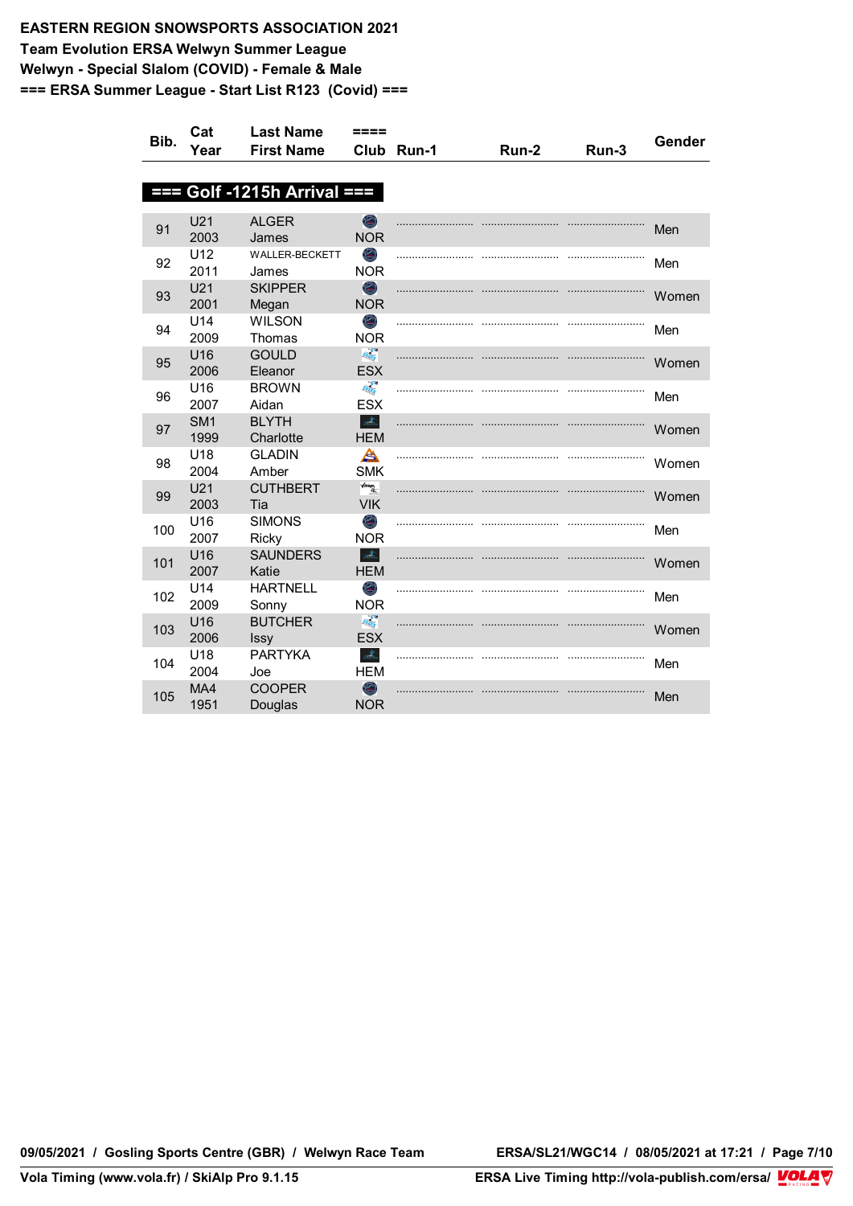**EASTERN REGION SNOWSPORTS ASSOCIATION 2021**
**Team Evolution ERSA Welwyn Summer League**
**Welwyn - Special Slalom (COVID) - Female & Male**
**=== ERSA Summer League - Start List R123 (Covid) ===**

| Bib. | Cat Year | Last Name First Name | ==== Club | Run-1 | Run-2 | Run-3 | Gender |
|---|---|---|---|---|---|---|---|
| **=== Golf -1215h Arrival ===** | | | | | | | |
| 91 | U21 2003 | ALGER James | NOR | .......................... | .......................... | .......................... | Men |
| 92 | U12 2011 | WALLER-BECKETT James | NOR | .......................... | .......................... | .......................... | Men |
| 93 | U21 2001 | SKIPPER Megan | NOR | .......................... | .......................... | .......................... | Women |
| 94 | U14 2009 | WILSON Thomas | NOR | .......................... | .......................... | .......................... | Men |
| 95 | U16 2006 | GOULD Eleanor | ESX | .......................... | .......................... | .......................... | Women |
| 96 | U16 2007 | BROWN Aidan | ESX | .......................... | .......................... | .......................... | Men |
| 97 | SM1 1999 | BLYTH Charlotte | HEM | .......................... | .......................... | .......................... | Women |
| 98 | U18 2004 | GLADIN Amber | SMK | .......................... | .......................... | .......................... | Women |
| 99 | U21 2003 | CUTHBERT Tia | VIK | .......................... | .......................... | .......................... | Women |
| 100 | U16 2007 | SIMONS Ricky | NOR | .......................... | .......................... | .......................... | Men |
| 101 | U16 2007 | SAUNDERS Katie | HEM | .......................... | .......................... | .......................... | Women |
| 102 | U14 2009 | HARTNELL Sonny | NOR | .......................... | .......................... | .......................... | Men |
| 103 | U16 2006 | BUTCHER Issy | ESX | .......................... | .......................... | .......................... | Women |
| 104 | U18 2004 | PARTYKA Joe | HEM | .......................... | .......................... | .......................... | Men |
| 105 | MA4 1951 | COOPER Douglas | NOR | .......................... | .......................... | .......................... | Men |

09/05/2021 / Gosling Sports Centre (GBR) / Welwyn Race Team — ERSA/SL21/WGC14 / 08/05/2021 at 17:21

Vola Timing (www.vola.fr) / SkiAlp Pro 9.1.15 — ERSA Live Timing http://vola-publish.com/ersa/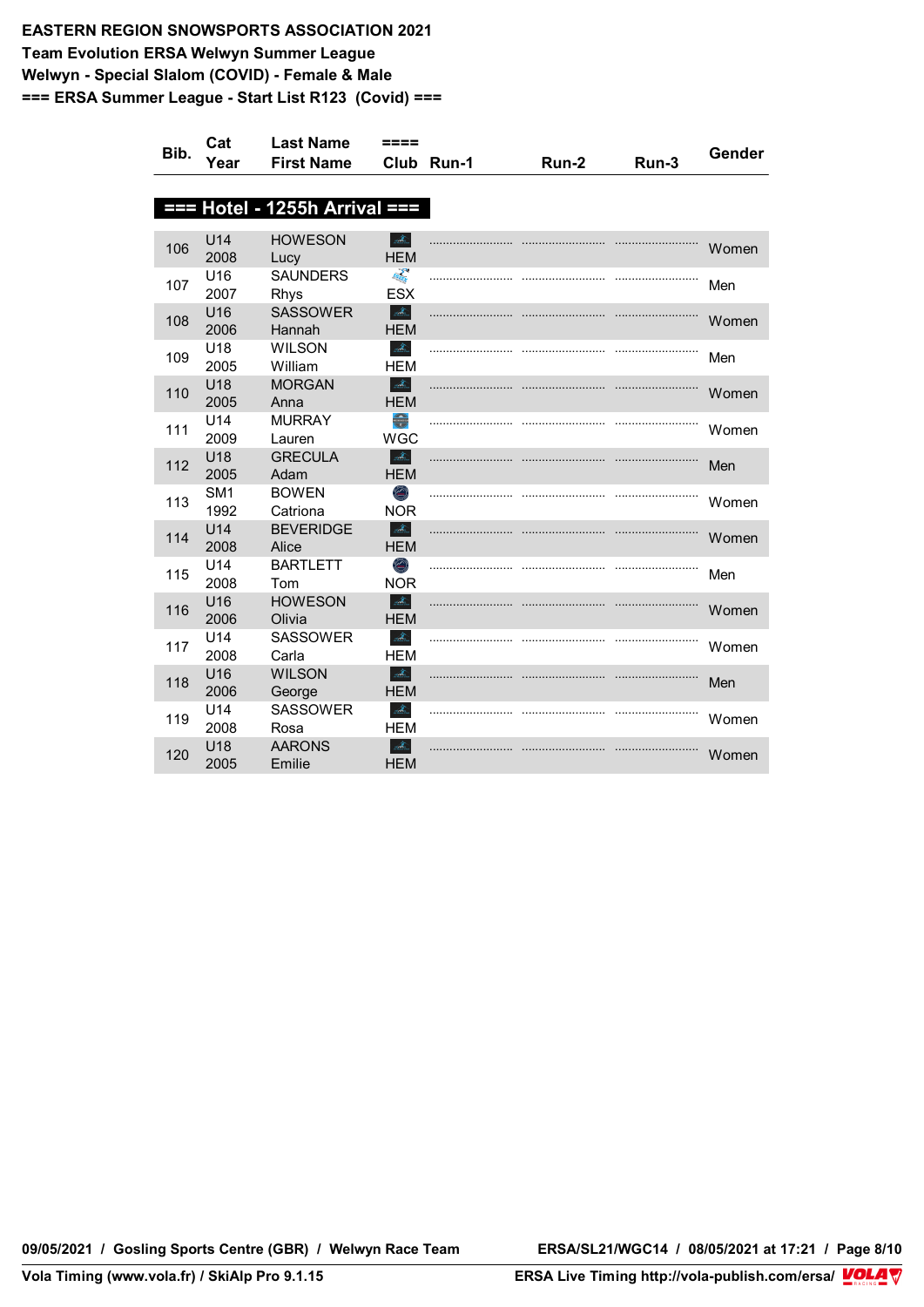**EASTERN REGION SNOWSPORTS ASSOCIATION 2021**
**Team Evolution ERSA Welwyn Summer League**
**Welwyn - Special Slalom (COVID) - Female & Male**
**=== ERSA Summer League - Start List R123 (Covid) ===**

| Bib. | Cat Year | Last Name First Name | ==== Club | Run-1 | Run-2 | Run-3 | Gender |
|---|---|---|---|---|---|---|---|
| **=== Hotel - 1255h Arrival ===** | | | | | | | |
| 106 | U14 2008 | HOWESON Lucy | HEM | ........................ | ........................ | ........................ | Women |
| 107 | U16 2007 | SAUNDERS Rhys | ESX | ........................ | ........................ | ........................ | Men |
| 108 | U16 2006 | SASSOWER Hannah | HEM | ........................ | ........................ | ........................ | Women |
| 109 | U18 2005 | WILSON William | HEM | ........................ | ........................ | ........................ | Men |
| 110 | U18 2005 | MORGAN Anna | HEM | ........................ | ........................ | ........................ | Women |
| 111 | U14 2009 | MURRAY Lauren | WGC | ........................ | ........................ | ........................ | Women |
| 112 | U18 2005 | GRECULA Adam | HEM | ........................ | ........................ | ........................ | Men |
| 113 | SM1 1992 | BOWEN Catriona | NOR | ........................ | ........................ | ........................ | Women |
| 114 | U14 2008 | BEVERIDGE Alice | HEM | ........................ | ........................ | ........................ | Women |
| 115 | U14 2008 | BARTLETT Tom | NOR | ........................ | ........................ | ........................ | Men |
| 116 | U16 2006 | HOWESON Olivia | HEM | ........................ | ........................ | ........................ | Women |
| 117 | U14 2008 | SASSOWER Carla | HEM | ........................ | ........................ | ........................ | Women |
| 118 | U16 2006 | WILSON George | HEM | ........................ | ........................ | ........................ | Men |
| 119 | U14 2008 | SASSOWER Rosa | HEM | ........................ | ........................ | ........................ | Women |
| 120 | U18 2005 | AARONS Emilie | HEM | ........................ | ........................ | ........................ | Women |

09/05/2021 / Gosling Sports Centre (GBR) / Welwyn Race Team — ERSA/SL21/WGC14 / 08/05/2021 at 17:21

Vola Timing (www.vola.fr) / SkiAlp Pro 9.1.15 — ERSA Live Timing http://vola-publish.com/ersa/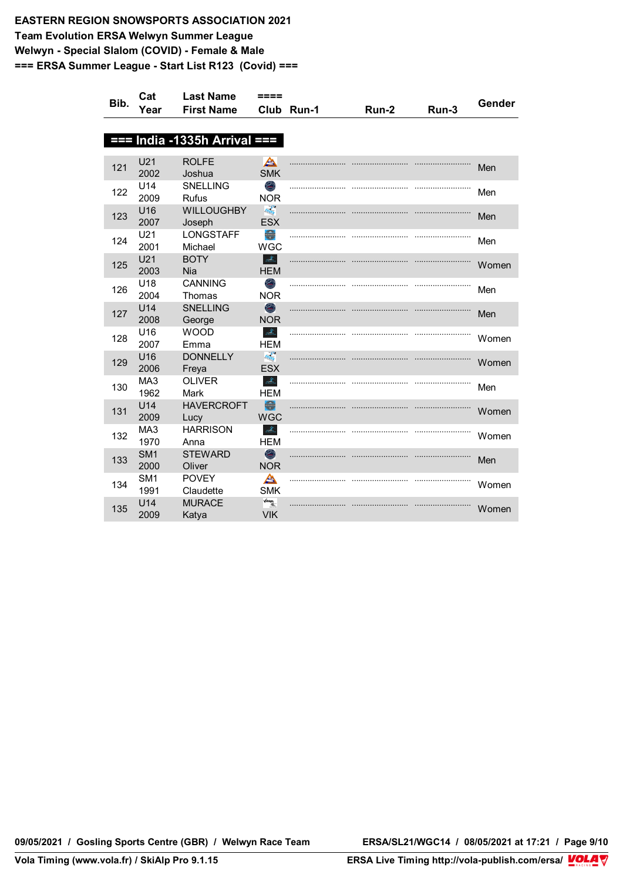**EASTERN REGION SNOWSPORTS ASSOCIATION 2021**
**Team Evolution ERSA Welwyn Summer League**
**Welwyn - Special Slalom (COVID) - Female & Male**
**=== ERSA Summer League - Start List R123 (Covid) ===**

| Bib. | Cat Year | Last Name First Name | ==== Club | Run-1 | Run-2 | Run-3 | Gender |
|---|---|---|---|---|---|---|---|
| **=== India -1335h Arrival ===** | | | | | | | |
| 121 | U21 2002 | ROLFE Joshua | SMK | ........................ | ........................ | ........................ | Men |
| 122 | U14 2009 | SNELLING Rufus | NOR | ........................ | ........................ | ........................ | Men |
| 123 | U16 2007 | WILLOUGHBY Joseph | ESX | ........................ | ........................ | ........................ | Men |
| 124 | U21 2001 | LONGSTAFF Michael | WGC | ........................ | ........................ | ........................ | Men |
| 125 | U21 2003 | BOTY Nia | HEM | ........................ | ........................ | ........................ | Women |
| 126 | U18 2004 | CANNING Thomas | NOR | ........................ | ........................ | ........................ | Men |
| 127 | U14 2008 | SNELLING George | NOR | ........................ | ........................ | ........................ | Men |
| 128 | U16 2007 | WOOD Emma | HEM | ........................ | ........................ | ........................ | Women |
| 129 | U16 2006 | DONNELLY Freya | ESX | ........................ | ........................ | ........................ | Women |
| 130 | MA3 1962 | OLIVER Mark | HEM | ........................ | ........................ | ........................ | Men |
| 131 | U14 2009 | HAVERCROFT Lucy | WGC | ........................ | ........................ | ........................ | Women |
| 132 | MA3 1970 | HARRISON Anna | HEM | ........................ | ........................ | ........................ | Women |
| 133 | SM1 2000 | STEWARD Oliver | NOR | ........................ | ........................ | ........................ | Men |
| 134 | SM1 1991 | POVEY Claudette | SMK | ........................ | ........................ | ........................ | Women |
| 135 | U14 2009 | MURACE Katya | VIK | ........................ | ........................ | ........................ | Women |

09/05/2021 / Gosling Sports Centre (GBR) / Welwyn Race Team — ERSA/SL21/WGC14 / 08/05/2021 at 17:21

Vola Timing (www.vola.fr) / SkiAlp Pro 9.1.15 — ERSA Live Timing http://vola-publish.com/ersa/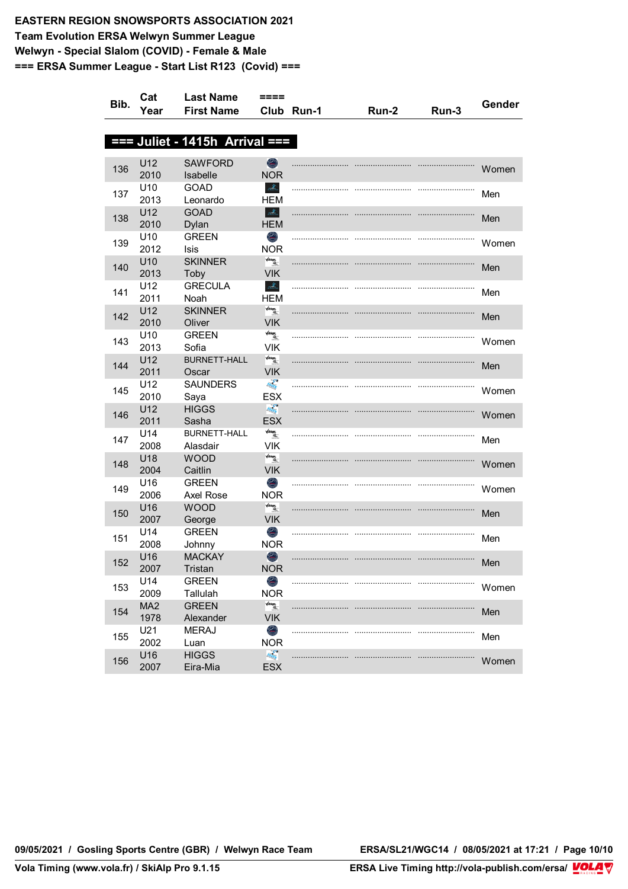**EASTERN REGION SNOWSPORTS ASSOCIATION 2021**
**Team Evolution ERSA Welwyn Summer League**
**Welwyn - Special Slalom (COVID) - Female & Male**
**=== ERSA Summer League - Start List R123 (Covid) ===**

| Bib. | Cat<br>Year | Last Name<br>First Name | ====<br>Club | Run-1 | Run-2 | Run-3 | Gender |
|---|---|---|---|---|---|---|---|
| **=== Juliet - 1415h Arrival ===** | | | | | | | |
| 136 | U12<br>2010 | SAWFORD<br>Isabelle | NOR | .......................... | .......................... | .......................... | Women |
| 137 | U10<br>2013 | GOAD<br>Leonardo | HEM | .......................... | .......................... | .......................... | Men |
| 138 | U12<br>2010 | GOAD<br>Dylan | HEM | .......................... | .......................... | .......................... | Men |
| 139 | U10<br>2012 | GREEN<br>Isis | NOR | .......................... | .......................... | .......................... | Women |
| 140 | U10<br>2013 | SKINNER<br>Toby | VIK | .......................... | .......................... | .......................... | Men |
| 141 | U12<br>2011 | GRECULA<br>Noah | HEM | .......................... | .......................... | .......................... | Men |
| 142 | U12<br>2010 | SKINNER<br>Oliver | VIK | .......................... | .......................... | .......................... | Men |
| 143 | U10<br>2013 | GREEN<br>Sofia | VIK | .......................... | .......................... | .......................... | Women |
| 144 | U12<br>2011 | BURNETT-HALL<br>Oscar | VIK | .......................... | .......................... | .......................... | Men |
| 145 | U12<br>2010 | SAUNDERS<br>Saya | ESX | .......................... | .......................... | .......................... | Women |
| 146 | U12<br>2011 | HIGGS<br>Sasha | ESX | .......................... | .......................... | .......................... | Women |
| 147 | U14<br>2008 | BURNETT-HALL<br>Alasdair | VIK | .......................... | .......................... | .......................... | Men |
| 148 | U18<br>2004 | WOOD<br>Caitlin | VIK | .......................... | .......................... | .......................... | Women |
| 149 | U16<br>2006 | GREEN<br>Axel Rose | NOR | .......................... | .......................... | .......................... | Women |
| 150 | U16<br>2007 | WOOD<br>George | VIK | .......................... | .......................... | .......................... | Men |
| 151 | U14<br>2008 | GREEN<br>Johnny | NOR | .......................... | .......................... | .......................... | Men |
| 152 | U16<br>2007 | MACKAY<br>Tristan | NOR | .......................... | .......................... | .......................... | Men |
| 153 | U14<br>2009 | GREEN<br>Tallulah | NOR | .......................... | .......................... | .......................... | Women |
| 154 | MA2<br>1978 | GREEN<br>Alexander | VIK | .......................... | .......................... | .......................... | Men |
| 155 | U21<br>2002 | MERAJ<br>Luan | NOR | .......................... | .......................... | .......................... | Men |
| 156 | U16<br>2007 | HIGGS<br>Eira-Mia | ESX | .......................... | .......................... | .......................... | Women |

09/05/2021 / Gosling Sports Centre (GBR) / Welwyn Race Team — ERSA/SL21/WGC14 / 08/05/2021 at 17:21

Vola Timing (www.vola.fr) / SkiAlp Pro 9.1.15 — ERSA Live Timing http://vola-publish.com/ersa/